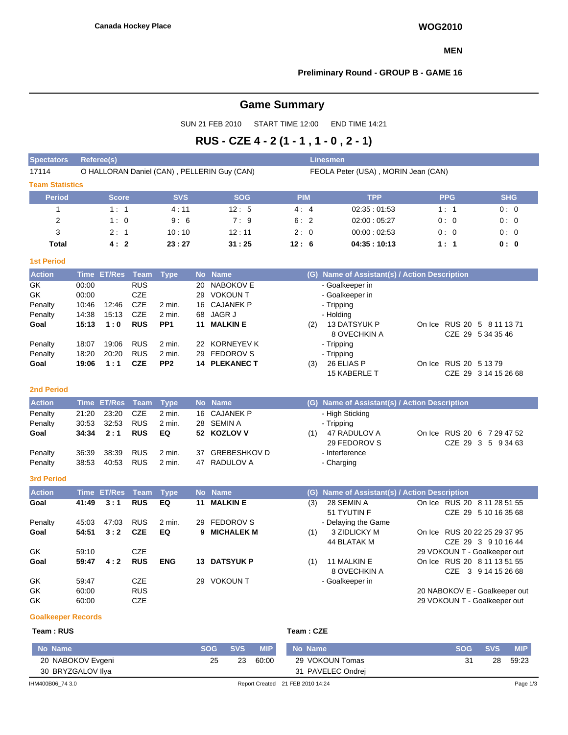**Canada Hockey Place**

**WOG2010**

**MEN**

**Preliminary Round - GROUP B - GAME 16**

# Game Summary

SUN 21 FEB 2010 START TIME 12:00 END TIME 14:21

## RUS - CZE 4 - 2 (1 - 1 , 1 - 0 , 2 - 1)

| Spectators | Referee(s) | Linesmen |
|---|---|---|
| 17114 | O HALLORAN Daniel (CAN) , PELLERIN Guy (CAN) | FEOLA Peter (USA) , MORIN Jean (CAN) |

### Team Statistics

| Period | Score | SVS | SOG | PIM | TPP | PPG | SHG |
|---|---|---|---|---|---|---|---|
| 1 | 1 : 1 | 4 : 11 | 12 : 5 | 4 : 4 | 02:35 : 01:53 | 1 : 1 | 0 : 0 |
| 2 | 1 : 0 | 9 : 6 | 7 : 9 | 6 : 2 | 02:00 : 05:27 | 0 : 0 | 0 : 0 |
| 3 | 2 : 1 | 10 : 10 | 12 : 11 | 2 : 0 | 00:00 : 02:53 | 0 : 0 | 0 : 0 |
| **Total** | **4 : 2** | **23 : 27** | **31 : 25** | **12 : 6** | **04:35 : 10:13** | **1 : 1** | **0 : 0** |

### 1st Period

| Action | Time | ET/Res | Team | Type | No | Name | (G) | Name of Assistant(s) / Action Description | On Ice |
|---|---|---|---|---|---|---|---|---|---|
| GK | 00:00 | | RUS | | 20 | NABOKOV E | | - Goalkeeper in | |
| GK | 00:00 | | CZE | | 29 | VOKOUN T | | - Goalkeeper in | |
| Penalty | 10:46 | 12:46 | CZE | 2 min. | 16 | CAJANEK P | | - Tripping | |
| Penalty | 14:38 | 15:13 | CZE | 2 min. | 68 | JAGR J | | - Holding | |
| **Goal** | **15:13** | **1 : 0** | **RUS** | **PP1** | **11** | **MALKIN E** | (2) | 13 DATSYUK P<br>8 OVECHKIN A | RUS 20 5 8 11 13 71<br>CZE 29 5 34 35 46 |
| Penalty | 18:07 | 19:06 | RUS | 2 min. | 22 | KORNEYEV K | | - Tripping | |
| Penalty | 18:20 | 20:20 | RUS | 2 min. | 29 | FEDOROV S | | - Tripping | |
| **Goal** | **19:06** | **1 : 1** | **CZE** | **PP2** | **14** | **PLEKANEC T** | (3) | 26 ELIAS P<br>15 KABERLE T | RUS 20 5 13 79<br>CZE 29 3 14 15 26 68 |

### 2nd Period

| Action | Time | ET/Res | Team | Type | No | Name | (G) | Name of Assistant(s) / Action Description | On Ice |
|---|---|---|---|---|---|---|---|---|---|
| Penalty | 21:20 | 23:20 | CZE | 2 min. | 16 | CAJANEK P | | - High Sticking | |
| Penalty | 30:53 | 32:53 | RUS | 2 min. | 28 | SEMIN A | | - Tripping | |
| **Goal** | **34:34** | **2 : 1** | **RUS** | **EQ** | **52** | **KOZLOV V** | (1) | 47 RADULOV A<br>29 FEDOROV S | RUS 20 6 7 29 47 52<br>CZE 29 3 5 9 34 63 |
| Penalty | 36:39 | 38:39 | RUS | 2 min. | 37 | GREBESHKOV D | | - Interference | |
| Penalty | 38:53 | 40:53 | RUS | 2 min. | 47 | RADULOV A | | - Charging | |

### 3rd Period

| Action | Time | ET/Res | Team | Type | No | Name | (G) | Name of Assistant(s) / Action Description | On Ice |
|---|---|---|---|---|---|---|---|---|---|
| **Goal** | **41:49** | **3 : 1** | **RUS** | **EQ** | **11** | **MALKIN E** | (3) | 28 SEMIN A<br>51 TYUTIN F | RUS 20 8 11 28 51 55<br>CZE 29 5 10 16 35 68 |
| Penalty | 45:03 | 47:03 | RUS | 2 min. | 29 | FEDOROV S | | - Delaying the Game | |
| **Goal** | **54:51** | **3 : 2** | **CZE** | **EQ** | **9** | **MICHALEK M** | (1) | 3 ZIDLICKY M<br>44 BLATAK M | RUS 20 22 25 29 37 95<br>CZE 29 3 9 10 16 44 |
| GK | 59:10 | | CZE | | | | | | 29 VOKOUN T - Goalkeeper out |
| **Goal** | **59:47** | **4 : 2** | **RUS** | **ENG** | **13** | **DATSYUK P** | (1) | 11 MALKIN E<br>8 OVECHKIN A | RUS 20 8 11 13 51 55<br>CZE 3 9 14 15 26 68 |
| GK | 59:47 | | CZE | | 29 | VOKOUN T | | - Goalkeeper in | |
| GK | 60:00 | | RUS | | | | | | 20 NABOKOV E - Goalkeeper out |
| GK | 60:00 | | CZE | | | | | | 29 VOKOUN T - Goalkeeper out |

### Goalkeeper Records

**Team : RUS**

| No | Name | SOG | SVS | MIP |
|---|---|---|---|---|
| 20 | NABOKOV Evgeni | 25 | 23 | 60:00 |
| 30 | BRYZGALOV Ilya | | | |

**Team : CZE**

| No | Name | SOG | SVS | MIP |
|---|---|---|---|---|
| 29 | VOKOUN Tomas | 31 | 28 | 59:23 |
| 31 | PAVELEC Ondrej | | | |

IHM400B06_74 3.0 Report Created 21 FEB 2010 14:24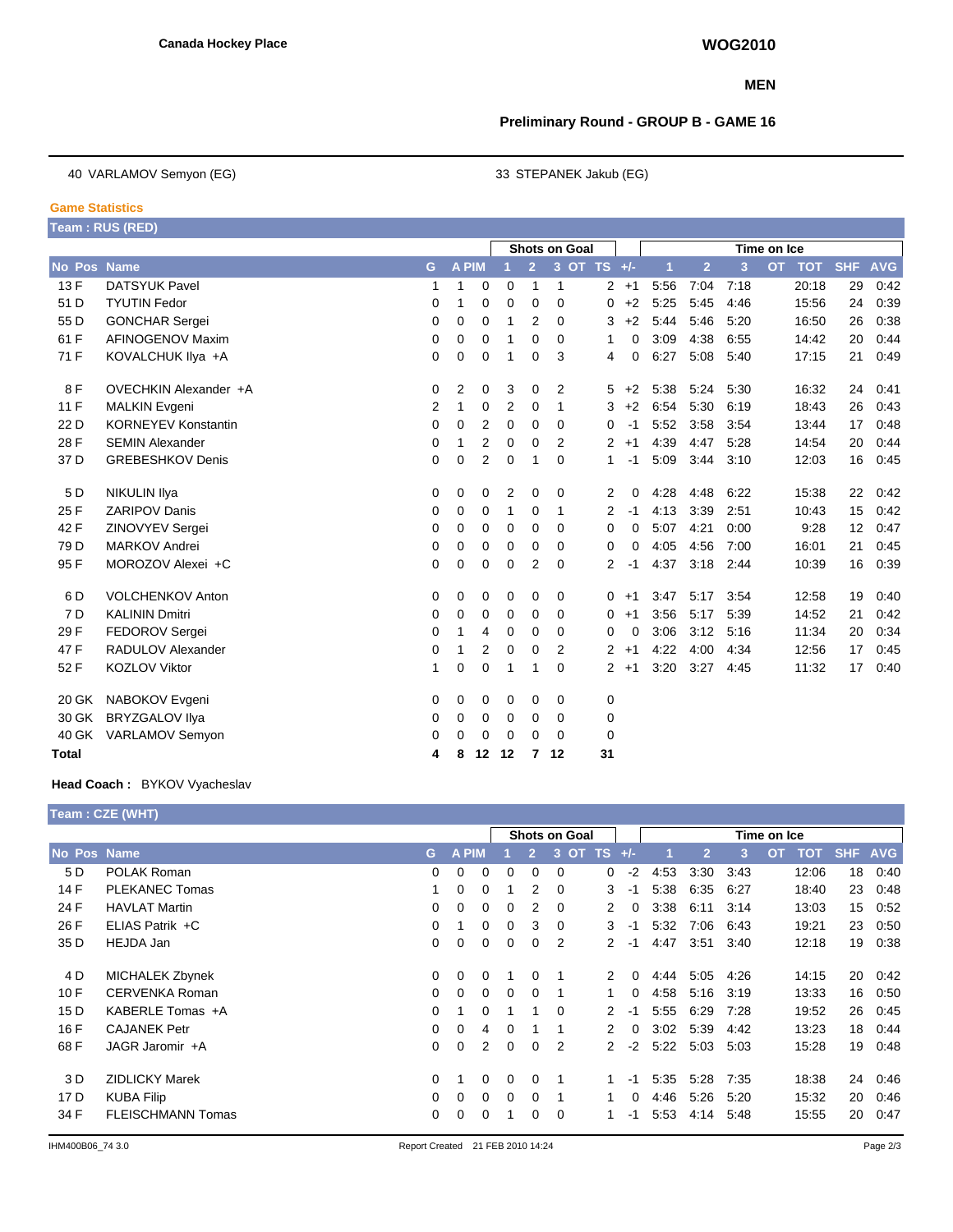Canada Hockey Place

WOG2010

MEN

## Preliminary Round - GROUP B - GAME 16

40 VARLAMOV Semyon (EG) | 33 STEPANEK Jakub (EG)

### Game Statistics

**Team : RUS (RED)**

| | | | | | Shots on Goal | | | | | | Time on Ice | | | | | | |
|---|---|---|---|---|---|---|---|---|---|---|---|---|---|---|---|---|---|
| **No** | **Pos** | **Name** | **G** | **A** | **PIM** | **1** | **2** | **3** | **OT** | **TS** | **+/-** | **1** | **2** | **3** | **OT** | **TOT** | **SHF** | **AVG** |
| 13 | F | DATSYUK Pavel | 1 | 1 | 0 | 0 | 1 | 1 | | 2 | +1 | 5:56 | 7:04 | 7:18 | | 20:18 | 29 | 0:42 |
| 51 | D | TYUTIN Fedor | 0 | 1 | 0 | 0 | 0 | 0 | | 0 | +2 | 5:25 | 5:45 | 4:46 | | 15:56 | 24 | 0:39 |
| 55 | D | GONCHAR Sergei | 0 | 0 | 0 | 1 | 2 | 0 | | 3 | +2 | 5:44 | 5:46 | 5:20 | | 16:50 | 26 | 0:38 |
| 61 | F | AFINOGENOV Maxim | 0 | 0 | 0 | 1 | 0 | 0 | | 1 | 0 | 3:09 | 4:38 | 6:55 | | 14:42 | 20 | 0:44 |
| 71 | F | KOVALCHUK Ilya +A | 0 | 0 | 0 | 1 | 0 | 3 | | 4 | 0 | 6:27 | 5:08 | 5:40 | | 17:15 | 21 | 0:49 |
| 8 | F | OVECHKIN Alexander +A | 0 | 2 | 0 | 3 | 0 | 2 | | 5 | +2 | 5:38 | 5:24 | 5:30 | | 16:32 | 24 | 0:41 |
| 11 | F | MALKIN Evgeni | 2 | 1 | 0 | 2 | 0 | 1 | | 3 | +2 | 6:54 | 5:30 | 6:19 | | 18:43 | 26 | 0:43 |
| 22 | D | KORNEYEV Konstantin | 0 | 0 | 2 | 0 | 0 | 0 | | 0 | -1 | 5:52 | 3:58 | 3:54 | | 13:44 | 17 | 0:48 |
| 28 | F | SEMIN Alexander | 0 | 1 | 2 | 0 | 0 | 2 | | 2 | +1 | 4:39 | 4:47 | 5:28 | | 14:54 | 20 | 0:44 |
| 37 | D | GREBESHKOV Denis | 0 | 0 | 2 | 0 | 1 | 0 | | 1 | -1 | 5:09 | 3:44 | 3:10 | | 12:03 | 16 | 0:45 |
| 5 | D | NIKULIN Ilya | 0 | 0 | 0 | 2 | 0 | 0 | | 2 | 0 | 4:28 | 4:48 | 6:22 | | 15:38 | 22 | 0:42 |
| 25 | F | ZARIPOV Danis | 0 | 0 | 0 | 1 | 0 | 1 | | 2 | -1 | 4:13 | 3:39 | 2:51 | | 10:43 | 15 | 0:42 |
| 42 | F | ZINOVYEV Sergei | 0 | 0 | 0 | 0 | 0 | 0 | | 0 | 0 | 5:07 | 4:21 | 0:00 | | 9:28 | 12 | 0:47 |
| 79 | D | MARKOV Andrei | 0 | 0 | 0 | 0 | 0 | 0 | | 0 | 0 | 4:05 | 4:56 | 7:00 | | 16:01 | 21 | 0:45 |
| 95 | F | MOROZOV Alexei +C | 0 | 0 | 0 | 0 | 2 | 0 | | 2 | -1 | 4:37 | 3:18 | 2:44 | | 10:39 | 16 | 0:39 |
| 6 | D | VOLCHENKOV Anton | 0 | 0 | 0 | 0 | 0 | 0 | | 0 | +1 | 3:47 | 5:17 | 3:54 | | 12:58 | 19 | 0:40 |
| 7 | D | KALININ Dmitri | 0 | 0 | 0 | 0 | 0 | 0 | | 0 | +1 | 3:56 | 5:17 | 5:39 | | 14:52 | 21 | 0:42 |
| 29 | F | FEDOROV Sergei | 0 | 1 | 4 | 0 | 0 | 0 | | 0 | 0 | 3:06 | 3:12 | 5:16 | | 11:34 | 20 | 0:34 |
| 47 | F | RADULOV Alexander | 0 | 1 | 2 | 0 | 0 | 2 | | 2 | +1 | 4:22 | 4:00 | 4:34 | | 12:56 | 17 | 0:45 |
| 52 | F | KOZLOV Viktor | 1 | 0 | 0 | 1 | 1 | 0 | | 2 | +1 | 3:20 | 3:27 | 4:45 | | 11:32 | 17 | 0:40 |
| 20 | GK | NABOKOV Evgeni | 0 | 0 | 0 | 0 | 0 | 0 | | 0 | | | | | | | | |
| 30 | GK | BRYZGALOV Ilya | 0 | 0 | 0 | 0 | 0 | 0 | | 0 | | | | | | | | |
| 40 | GK | VARLAMOV Semyon | 0 | 0 | 0 | 0 | 0 | 0 | | 0 | | | | | | | | |
| **Total** | | | **4** | **8** | **12** | **12** | **7** | **12** | | **31** | | | | | | | | |

**Head Coach :** BYKOV Vyacheslav

**Team : CZE (WHT)**

| | | | | | Shots on Goal | | | | | | Time on Ice | | | | | | |
|---|---|---|---|---|---|---|---|---|---|---|---|---|---|---|---|---|---|
| **No** | **Pos** | **Name** | **G** | **A** | **PIM** | **1** | **2** | **3** | **OT** | **TS** | **+/-** | **1** | **2** | **3** | **OT** | **TOT** | **SHF** | **AVG** |
| 5 | D | POLAK Roman | 0 | 0 | 0 | 0 | 0 | 0 | | 0 | -2 | 4:53 | 3:30 | 3:43 | | 12:06 | 18 | 0:40 |
| 14 | F | PLEKANEC Tomas | 1 | 0 | 0 | 1 | 2 | 0 | | 3 | -1 | 5:38 | 6:35 | 6:27 | | 18:40 | 23 | 0:48 |
| 24 | F | HAVLAT Martin | 0 | 0 | 0 | 0 | 2 | 0 | | 2 | 0 | 3:38 | 6:11 | 3:14 | | 13:03 | 15 | 0:52 |
| 26 | F | ELIAS Patrik +C | 0 | 1 | 0 | 0 | 3 | 0 | | 3 | -1 | 5:32 | 7:06 | 6:43 | | 19:21 | 23 | 0:50 |
| 35 | D | HEJDA Jan | 0 | 0 | 0 | 0 | 0 | 2 | | 2 | -1 | 4:47 | 3:51 | 3:40 | | 12:18 | 19 | 0:38 |
| 4 | D | MICHALEK Zbynek | 0 | 0 | 0 | 1 | 0 | 1 | | 2 | 0 | 4:44 | 5:05 | 4:26 | | 14:15 | 20 | 0:42 |
| 10 | F | CERVENKA Roman | 0 | 0 | 0 | 0 | 0 | 1 | | 1 | 0 | 4:58 | 5:16 | 3:19 | | 13:33 | 16 | 0:50 |
| 15 | D | KABERLE Tomas +A | 0 | 1 | 0 | 1 | 1 | 0 | | 2 | -1 | 5:55 | 6:29 | 7:28 | | 19:52 | 26 | 0:45 |
| 16 | F | CAJANEK Petr | 0 | 0 | 4 | 0 | 1 | 1 | | 2 | 0 | 3:02 | 5:39 | 4:42 | | 13:23 | 18 | 0:44 |
| 68 | F | JAGR Jaromir +A | 0 | 0 | 2 | 0 | 0 | 2 | | 2 | -2 | 5:22 | 5:03 | 5:03 | | 15:28 | 19 | 0:48 |
| 3 | D | ZIDLICKY Marek | 0 | 1 | 0 | 0 | 0 | 1 | | 1 | -1 | 5:35 | 5:28 | 7:35 | | 18:38 | 24 | 0:46 |
| 17 | D | KUBA Filip | 0 | 0 | 0 | 0 | 0 | 1 | | 1 | 0 | 4:46 | 5:26 | 5:20 | | 15:32 | 20 | 0:46 |
| 34 | F | FLEISCHMANN Tomas | 0 | 0 | 0 | 1 | 0 | 0 | | 1 | -1 | 5:53 | 4:14 | 5:48 | | 15:55 | 20 | 0:47 |

IHM400B06_74 3.0 Report Created 21 FEB 2010 14:24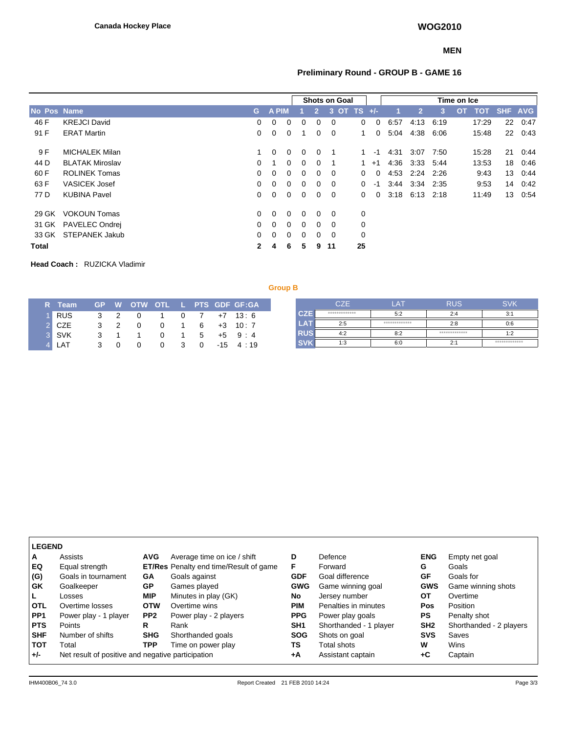Canada Hockey Place

WOG2010

MEN

## Preliminary Round - GROUP B - GAME 16

| | | | | | | Shots on Goal | | | | | | Time on Ice | | | | | | |
|---|---|---|---|---|---|---|---|---|---|---|---|---|---|---|---|---|---|---|
| No | Pos | Name | G | A | PIM | 1 | 2 | 3 | OT | TS | +/- | 1 | 2 | 3 | OT | TOT | SHF | AVG |
| 46 | F | KREJCI David | 0 | 0 | 0 | 0 | 0 | 0 | | 0 | 0 | 6:57 | 4:13 | 6:19 | | 17:29 | 22 | 0:47 |
| 91 | F | ERAT Martin | 0 | 0 | 0 | 1 | 0 | 0 | | 1 | 0 | 5:04 | 4:38 | 6:06 | | 15:48 | 22 | 0:43 |
| 9 | F | MICHALEK Milan | 1 | 0 | 0 | 0 | 0 | 1 | | 1 | -1 | 4:31 | 3:07 | 7:50 | | 15:28 | 21 | 0:44 |
| 44 | D | BLATAK Miroslav | 0 | 1 | 0 | 0 | 0 | 1 | | 1 | +1 | 4:36 | 3:33 | 5:44 | | 13:53 | 18 | 0:46 |
| 60 | F | ROLINEK Tomas | 0 | 0 | 0 | 0 | 0 | 0 | | 0 | 0 | 4:53 | 2:24 | 2:26 | | 9:43 | 13 | 0:44 |
| 63 | F | VASICEK Josef | 0 | 0 | 0 | 0 | 0 | 0 | | 0 | -1 | 3:44 | 3:34 | 2:35 | | 9:53 | 14 | 0:42 |
| 77 | D | KUBINA Pavel | 0 | 0 | 0 | 0 | 0 | 0 | | 0 | 0 | 3:18 | 6:13 | 2:18 | | 11:49 | 13 | 0:54 |
| 29 | GK | VOKOUN Tomas | 0 | 0 | 0 | 0 | 0 | 0 | | 0 | | | | | | | | |
| 31 | GK | PAVELEC Ondrej | 0 | 0 | 0 | 0 | 0 | 0 | | 0 | | | | | | | | |
| 33 | GK | STEPANEK Jakub | 0 | 0 | 0 | 0 | 0 | 0 | | 0 | | | | | | | | |
| **Total** | | | **2** | **4** | **6** | **5** | **9** | **11** | | **25** | | | | | | | | |

**Head Coach :** RUZICKA Vladimir

### Group B

| R | Team | GP | W | OTW | OTL | L | PTS | GDF | GF:GA |
|---|---|---|---|---|---|---|---|---|---|
| 1 | RUS | 3 | 2 | 0 | 1 | 0 | 7 | +7 | 13 : 6 |
| 2 | CZE | 3 | 2 | 0 | 0 | 1 | 6 | +3 | 10 : 7 |
| 3 | SVK | 3 | 1 | 1 | 0 | 1 | 5 | +5 | 9 : 4 |
| 4 | LAT | 3 | 0 | 0 | 0 | 3 | 0 | -15 | 4 : 19 |

| | CZE | LAT | RUS | SVK |
|---|---|---|---|---|
| CZE | ************* | 5:2 | 2:4 | 3:1 |
| LAT | 2:5 | ************* | 2:8 | 0:6 |
| RUS | 4:2 | 8:2 | ************* | 1:2 |
| SVK | 1:3 | 6:0 | 2:1 | ************* |

| LEGEND | | | | | | | |
|---|---|---|---|---|---|---|---|
| A | Assists | AVG | Average time on ice / shift | D | Defence | ENG | Empty net goal |
| EQ | Equal strength | ET/Res | Penalty end time/Result of game | F | Forward | G | Goals |
| (G) | Goals in tournament | GA | Goals against | GDF | Goal difference | GF | Goals for |
| GK | Goalkeeper | GP | Games played | GWG | Game winning goal | GWS | Game winning shots |
| L | Losses | MIP | Minutes in play (GK) | No | Jersey number | OT | Overtime |
| OTL | Overtime losses | OTW | Overtime wins | PIM | Penalties in minutes | Pos | Position |
| PP1 | Power play - 1 player | PP2 | Power play - 2 players | PPG | Power play goals | PS | Penalty shot |
| PTS | Points | R | Rank | SH1 | Shorthanded - 1 player | SH2 | Shorthanded - 2 players |
| SHF | Number of shifts | SHG | Shorthanded goals | SOG | Shots on goal | SVS | Saves |
| TOT | Total | TPP | Time on power play | TS | Total shots | W | Wins |
| +/- | Net result of positive and negative participation | | | +A | Assistant captain | +C | Captain |

IHM400B06_74 3.0 Report Created 21 FEB 2010 14:24